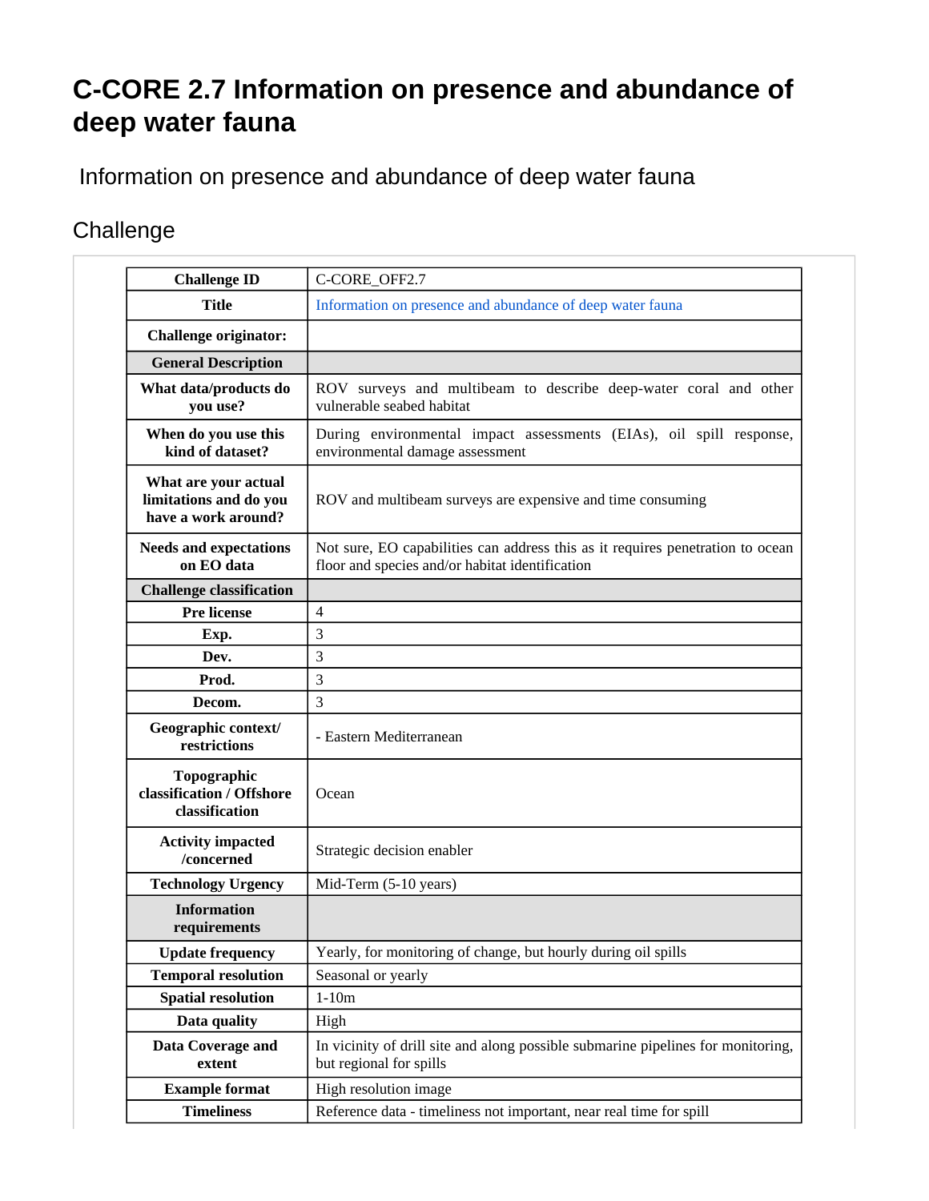# C-CORE 2.7 Information on presence and abundance of deep water fauna

Information on presence and abundance of deep water fauna

## Challenge

| Challenge ID | C-CORE_OFF2.7 |
|---|---|
| Title | Information on presence and abundance of deep water fauna |
| Challenge originator: | |
| **General Description** | |
| What data/products do you use? | ROV surveys and multibeam to describe deep-water coral and other vulnerable seabed habitat |
| When do you use this kind of dataset? | During environmental impact assessments (EIAs), oil spill response, environmental damage assessment |
| What are your actual limitations and do you have a work around? | ROV and multibeam surveys are expensive and time consuming |
| Needs and expectations on EO data | Not sure, EO capabilities can address this as it requires penetration to ocean floor and species and/or habitat identification |
| **Challenge classification** | |
| Pre license | 4 |
| Exp. | 3 |
| Dev. | 3 |
| Prod. | 3 |
| Decom. | 3 |
| Geographic context/ restrictions | - Eastern Mediterranean |
| Topographic classification / Offshore classification | Ocean |
| Activity impacted /concerned | Strategic decision enabler |
| Technology Urgency | Mid-Term (5-10 years) |
| **Information requirements** | |
| Update frequency | Yearly, for monitoring of change, but hourly during oil spills |
| Temporal resolution | Seasonal or yearly |
| Spatial resolution | 1-10m |
| Data quality | High |
| Data Coverage and extent | In vicinity of drill site and along possible submarine pipelines for monitoring, but regional for spills |
| Example format | High resolution image |
| Timeliness | Reference data - timeliness not important, near real time for spill |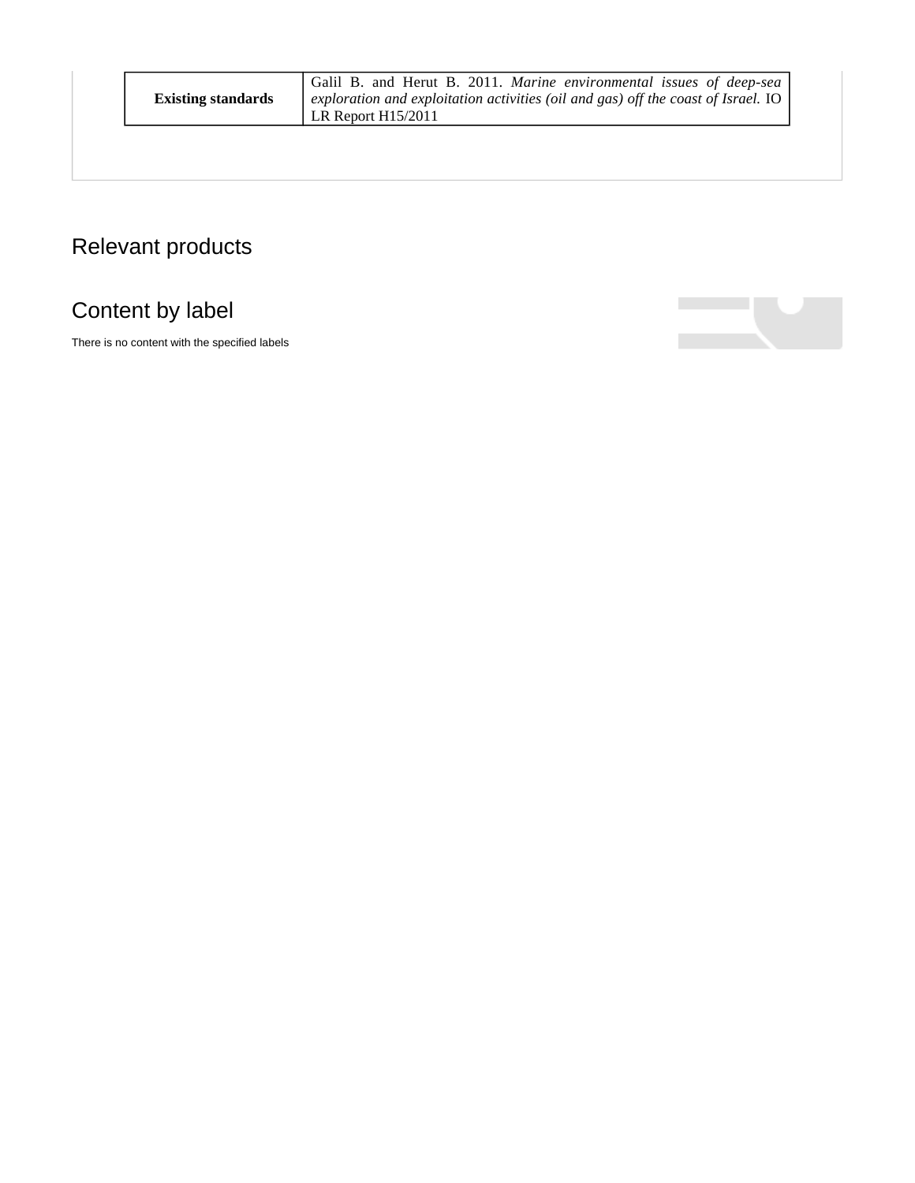| | |
|---|---|
| **Existing standards** | Galil B. and Herut B. 2011. *Marine environmental issues of deep-sea exploration and exploitation activities (oil and gas) off the coast of Israel.* IO LR Report H15/2011 |

## Relevant products

## Content by label

There is no content with the specified labels